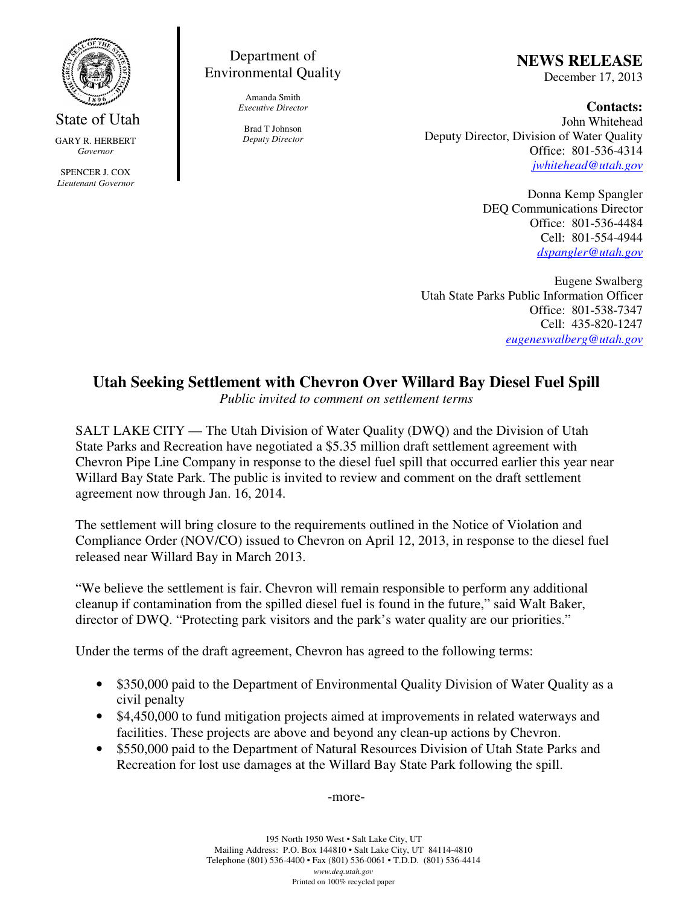State of Utah

GARY R. HERBERT
*Governor*

SPENCER J. COX
*Lieutenant Governor*

Department of Environmental Quality

Amanda Smith
*Executive Director*

Brad T Johnson
*Deputy Director*

**NEWS RELEASE**
December 17, 2013

**Contacts:**
John Whitehead
Deputy Director, Division of Water Quality
Office: 801-536-4314
jwhitehead@utah.gov

Donna Kemp Spangler
DEQ Communications Director
Office: 801-536-4484
Cell: 801-554-4944
dspangler@utah.gov

Eugene Swalberg
Utah State Parks Public Information Officer
Office: 801-538-7347
Cell: 435-820-1247
eugeneswalberg@utah.gov

# Utah Seeking Settlement with Chevron Over Willard Bay Diesel Fuel Spill

*Public invited to comment on settlement terms*

SALT LAKE CITY — The Utah Division of Water Quality (DWQ) and the Division of Utah State Parks and Recreation have negotiated a $5.35 million draft settlement agreement with Chevron Pipe Line Company in response to the diesel fuel spill that occurred earlier this year near Willard Bay State Park. The public is invited to review and comment on the draft settlement agreement now through Jan. 16, 2014.

The settlement will bring closure to the requirements outlined in the Notice of Violation and Compliance Order (NOV/CO) issued to Chevron on April 12, 2013, in response to the diesel fuel released near Willard Bay in March 2013.

"We believe the settlement is fair. Chevron will remain responsible to perform any additional cleanup if contamination from the spilled diesel fuel is found in the future," said Walt Baker, director of DWQ. "Protecting park visitors and the park's water quality are our priorities."

Under the terms of the draft agreement, Chevron has agreed to the following terms:

- $350,000 paid to the Department of Environmental Quality Division of Water Quality as a civil penalty
- $4,450,000 to fund mitigation projects aimed at improvements in related waterways and facilities. These projects are above and beyond any clean-up actions by Chevron.
- $550,000 paid to the Department of Natural Resources Division of Utah State Parks and Recreation for lost use damages at the Willard Bay State Park following the spill.

-more-

195 North 1950 West • Salt Lake City, UT
Mailing Address: P.O. Box 144810 • Salt Lake City, UT 84114-4810
Telephone (801) 536-4400 • Fax (801) 536-0061 • T.D.D. (801) 536-4414
www.deq.utah.gov
Printed on 100% recycled paper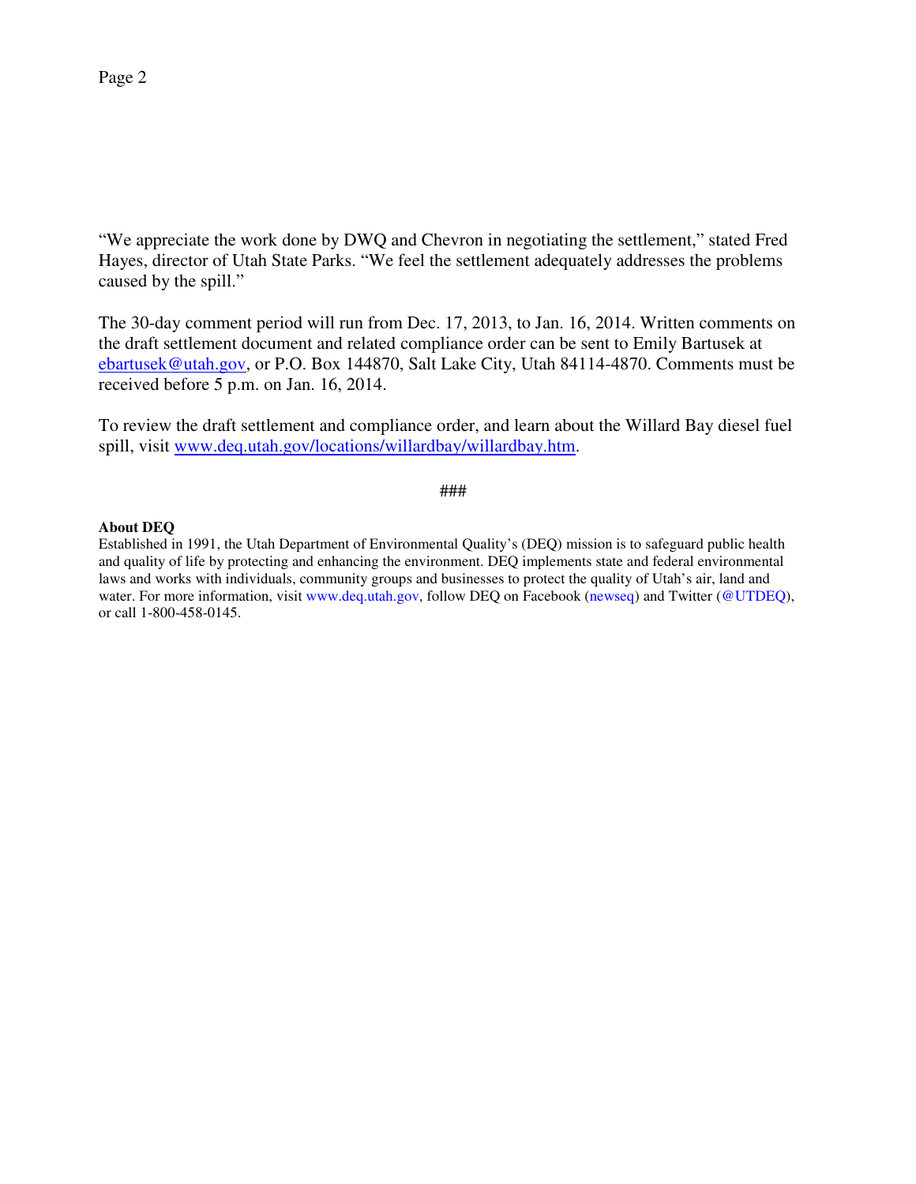"We appreciate the work done by DWQ and Chevron in negotiating the settlement," stated Fred Hayes, director of Utah State Parks. "We feel the settlement adequately addresses the problems caused by the spill."

The 30-day comment period will run from Dec. 17, 2013, to Jan. 16, 2014. Written comments on the draft settlement document and related compliance order can be sent to Emily Bartusek at ebartusek@utah.gov, or P.O. Box 144870, Salt Lake City, Utah 84114-4870. Comments must be received before 5 p.m. on Jan. 16, 2014.

To review the draft settlement and compliance order, and learn about the Willard Bay diesel fuel spill, visit www.deq.utah.gov/locations/willardbay/willardbay.htm.

###

**About DEQ**

Established in 1991, the Utah Department of Environmental Quality's (DEQ) mission is to safeguard public health and quality of life by protecting and enhancing the environment. DEQ implements state and federal environmental laws and works with individuals, community groups and businesses to protect the quality of Utah's air, land and water. For more information, visit www.deq.utah.gov, follow DEQ on Facebook (newseq) and Twitter (@UTDEQ), or call 1-800-458-0145.